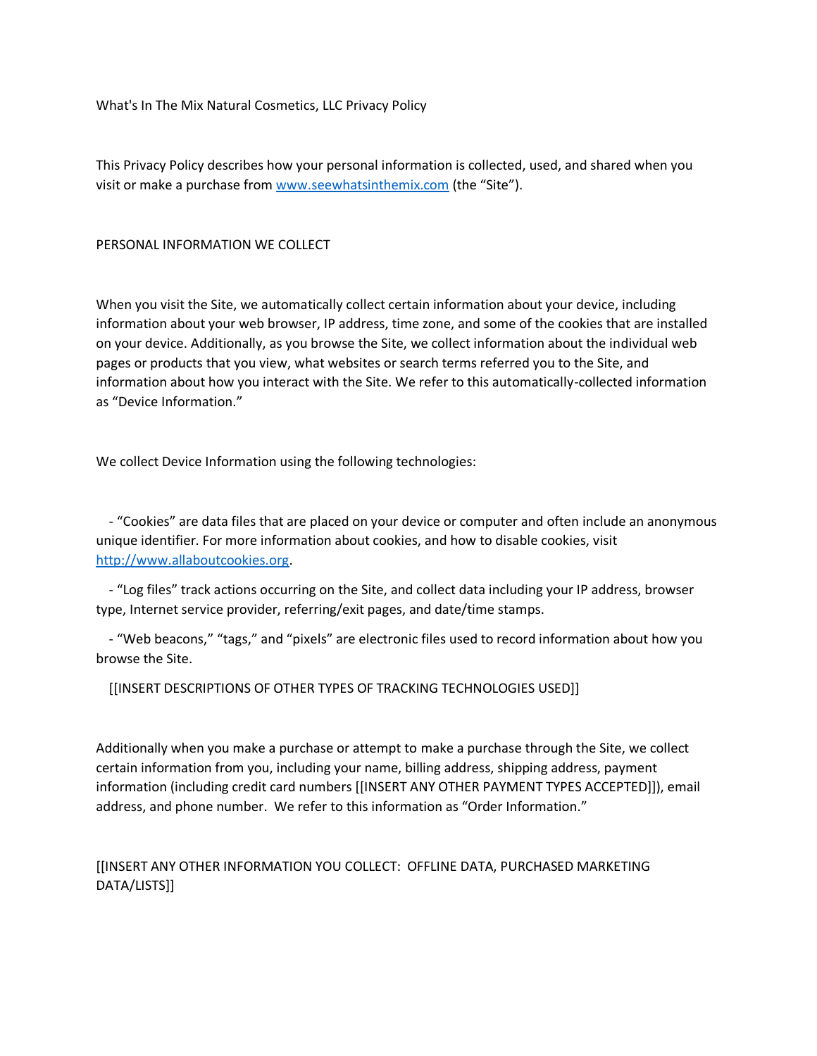# What's In The Mix Natural Cosmetics, LLC Privacy Policy

This Privacy Policy describes how your personal information is collected, used, and shared when you visit or make a purchase from [www.seewhatsinthemix.com](http://www.seewhatsinthemix.com) (the "Site").

## PERSONAL INFORMATION WE COLLECT

When you visit the Site, we automatically collect certain information about your device, including information about your web browser, IP address, time zone, and some of the cookies that are installed on your device. Additionally, as you browse the Site, we collect information about the individual web pages or products that you view, what websites or search terms referred you to the Site, and information about how you interact with the Site. We refer to this automatically-collected information as "Device Information."

We collect Device Information using the following technologies:

- "Cookies" are data files that are placed on your device or computer and often include an anonymous unique identifier. For more information about cookies, and how to disable cookies, visit [http://www.allaboutcookies.org](http://www.allaboutcookies.org).
- "Log files" track actions occurring on the Site, and collect data including your IP address, browser type, Internet service provider, referring/exit pages, and date/time stamps.
- "Web beacons," "tags," and "pixels" are electronic files used to record information about how you browse the Site.

[[INSERT DESCRIPTIONS OF OTHER TYPES OF TRACKING TECHNOLOGIES USED]]

Additionally when you make a purchase or attempt to make a purchase through the Site, we collect certain information from you, including your name, billing address, shipping address, payment information (including credit card numbers [[INSERT ANY OTHER PAYMENT TYPES ACCEPTED]]), email address, and phone number. We refer to this information as "Order Information."

[[INSERT ANY OTHER INFORMATION YOU COLLECT: OFFLINE DATA, PURCHASED MARKETING DATA/LISTS]]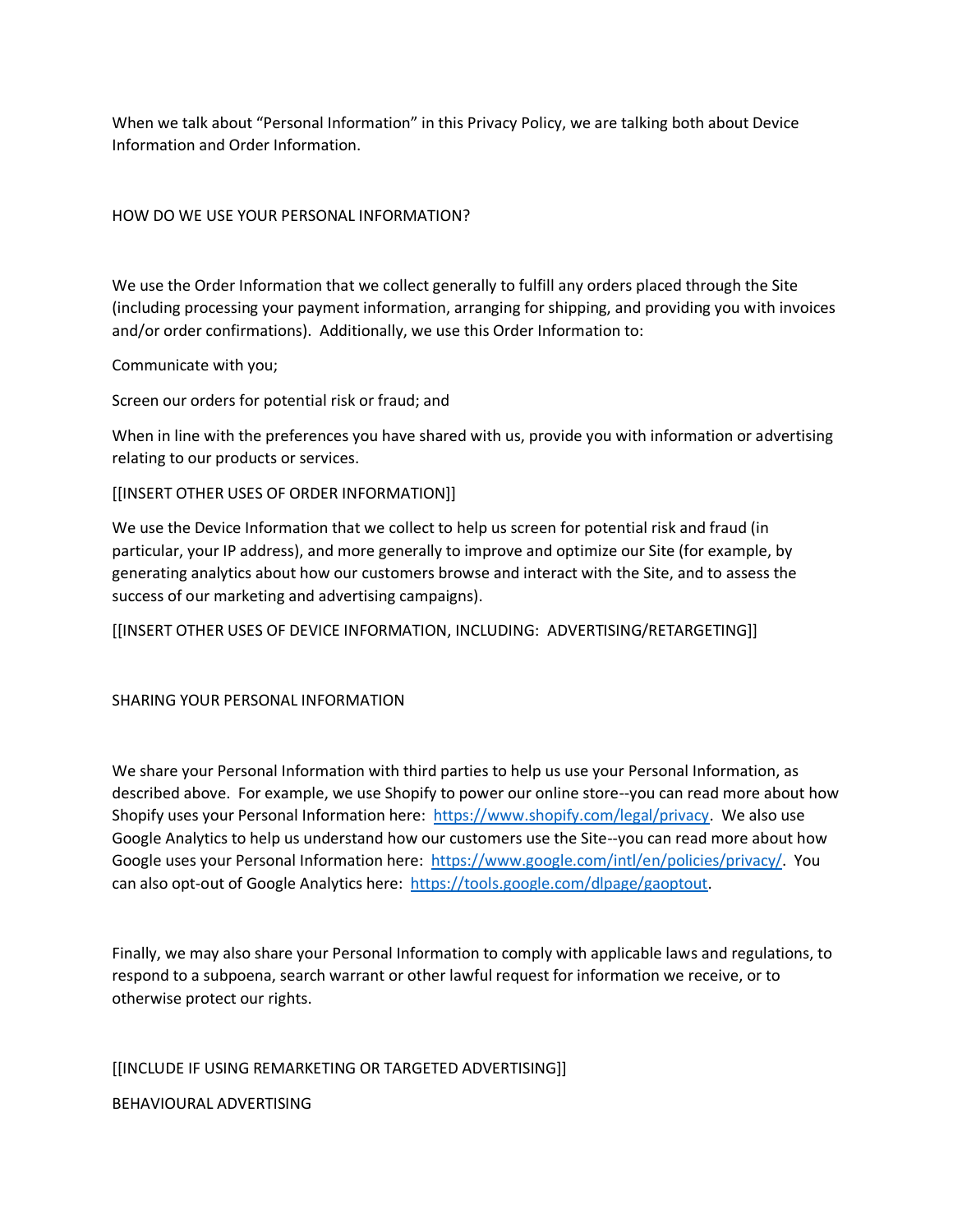When we talk about "Personal Information" in this Privacy Policy, we are talking both about Device Information and Order Information.

## HOW DO WE USE YOUR PERSONAL INFORMATION?

We use the Order Information that we collect generally to fulfill any orders placed through the Site (including processing your payment information, arranging for shipping, and providing you with invoices and/or order confirmations). Additionally, we use this Order Information to:

Communicate with you;

Screen our orders for potential risk or fraud; and

When in line with the preferences you have shared with us, provide you with information or advertising relating to our products or services.

[[INSERT OTHER USES OF ORDER INFORMATION]]

We use the Device Information that we collect to help us screen for potential risk and fraud (in particular, your IP address), and more generally to improve and optimize our Site (for example, by generating analytics about how our customers browse and interact with the Site, and to assess the success of our marketing and advertising campaigns).

[[INSERT OTHER USES OF DEVICE INFORMATION, INCLUDING: ADVERTISING/RETARGETING]]

## SHARING YOUR PERSONAL INFORMATION

We share your Personal Information with third parties to help us use your Personal Information, as described above. For example, we use Shopify to power our online store--you can read more about how Shopify uses your Personal Information here: [https://www.shopify.com/legal/privacy](https://www.shopify.com/legal/privacy). We also use Google Analytics to help us understand how our customers use the Site--you can read more about how Google uses your Personal Information here: [https://www.google.com/intl/en/policies/privacy/](https://www.google.com/intl/en/policies/privacy/). You can also opt-out of Google Analytics here: [https://tools.google.com/dlpage/gaoptout](https://tools.google.com/dlpage/gaoptout).

Finally, we may also share your Personal Information to comply with applicable laws and regulations, to respond to a subpoena, search warrant or other lawful request for information we receive, or to otherwise protect our rights.

[[INCLUDE IF USING REMARKETING OR TARGETED ADVERTISING]]

## BEHAVIOURAL ADVERTISING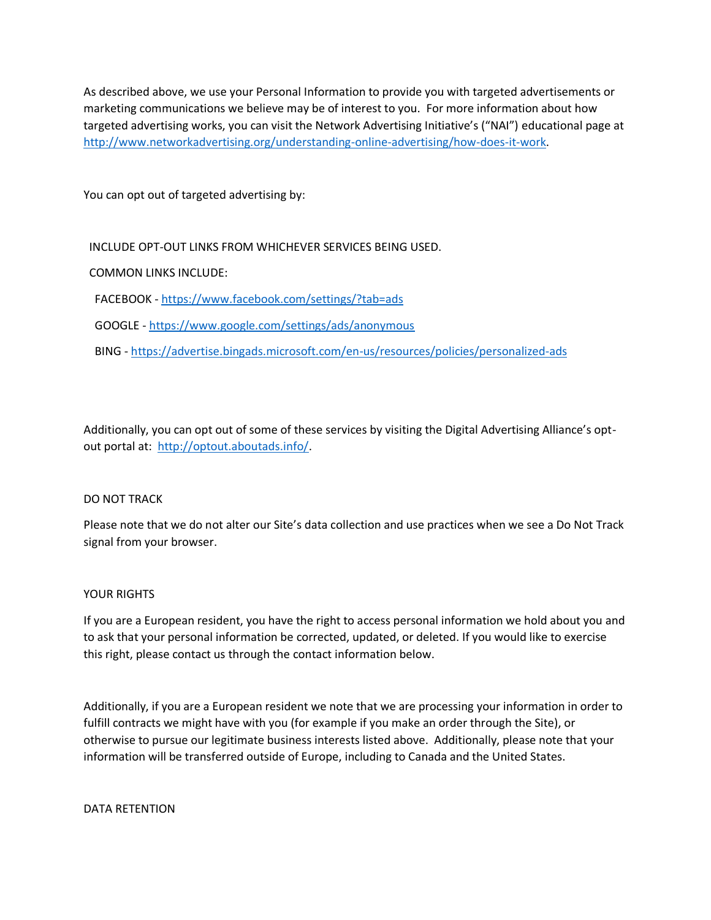As described above, we use your Personal Information to provide you with targeted advertisements or marketing communications we believe may be of interest to you. For more information about how targeted advertising works, you can visit the Network Advertising Initiative's ("NAI") educational page at [http://www.networkadvertising.org/understanding-online-advertising/how-does-it-work](http://www.networkadvertising.org/understanding-online-advertising/how-does-it-work).

You can opt out of targeted advertising by:

INCLUDE OPT-OUT LINKS FROM WHICHEVER SERVICES BEING USED.

COMMON LINKS INCLUDE:

FACEBOOK - [https://www.facebook.com/settings/?tab=ads](https://www.facebook.com/settings/?tab=ads)

GOOGLE - [https://www.google.com/settings/ads/anonymous](https://www.google.com/settings/ads/anonymous)

BING - [https://advertise.bingads.microsoft.com/en-us/resources/policies/personalized-ads](https://advertise.bingads.microsoft.com/en-us/resources/policies/personalized-ads)

Additionally, you can opt out of some of these services by visiting the Digital Advertising Alliance's opt-out portal at: [http://optout.aboutads.info/](http://optout.aboutads.info/).

## DO NOT TRACK

Please note that we do not alter our Site's data collection and use practices when we see a Do Not Track signal from your browser.

## YOUR RIGHTS

If you are a European resident, you have the right to access personal information we hold about you and to ask that your personal information be corrected, updated, or deleted. If you would like to exercise this right, please contact us through the contact information below.

Additionally, if you are a European resident we note that we are processing your information in order to fulfill contracts we might have with you (for example if you make an order through the Site), or otherwise to pursue our legitimate business interests listed above. Additionally, please note that your information will be transferred outside of Europe, including to Canada and the United States.

## DATA RETENTION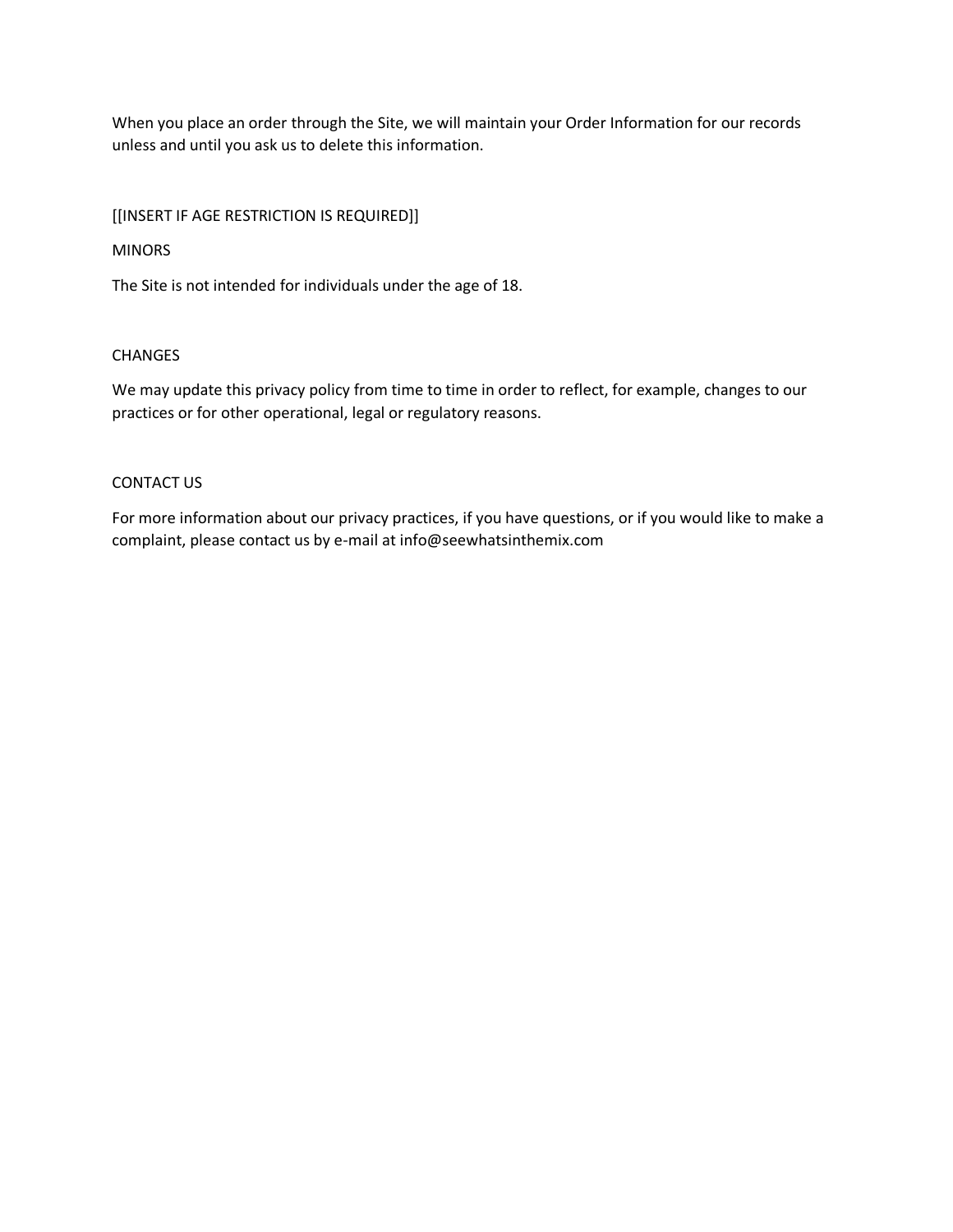When you place an order through the Site, we will maintain your Order Information for our records unless and until you ask us to delete this information.

[[INSERT IF AGE RESTRICTION IS REQUIRED]]

## MINORS

The Site is not intended for individuals under the age of 18.

## CHANGES

We may update this privacy policy from time to time in order to reflect, for example, changes to our practices or for other operational, legal or regulatory reasons.

## CONTACT US

For more information about our privacy practices, if you have questions, or if you would like to make a complaint, please contact us by e-mail at info@seewhatsinthemix.com